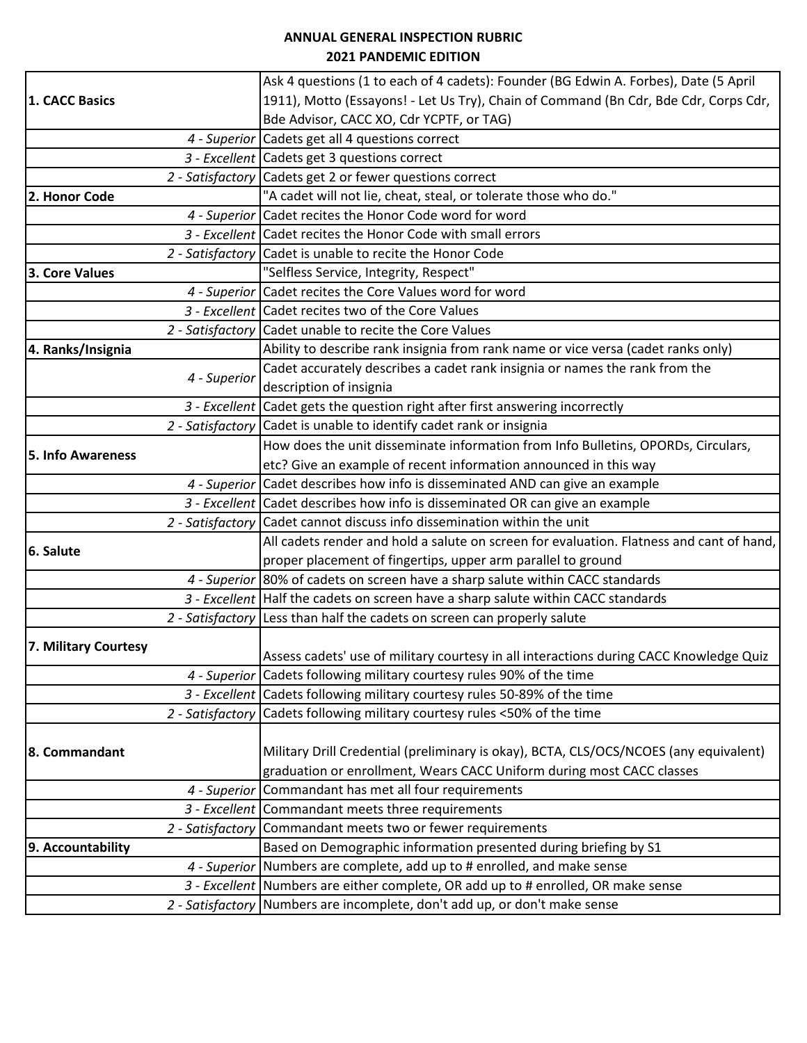**ANNUAL GENERAL INSPECTION RUBRIC**
**2021 PANDEMIC EDITION**

| | |
|---|---|
| **1. CACC Basics** | Ask 4 questions (1 to each of 4 cadets): Founder (BG Edwin A. Forbes), Date (5 April 1911), Motto (Essayons! - Let Us Try), Chain of Command (Bn Cdr, Bde Cdr, Corps Cdr, Bde Advisor, CACC XO, Cdr YCPTF, or TAG) |
| *4 - Superior* | Cadets get all 4 questions correct |
| *3 - Excellent* | Cadets get 3 questions correct |
| *2 - Satisfactory* | Cadets get 2 or fewer questions correct |
| **2. Honor Code** | "A cadet will not lie, cheat, steal, or tolerate those who do." |
| *4 - Superior* | Cadet recites the Honor Code word for word |
| *3 - Excellent* | Cadet recites the Honor Code with small errors |
| *2 - Satisfactory* | Cadet is unable to recite the Honor Code |
| **3. Core Values** | "Selfless Service, Integrity, Respect" |
| *4 - Superior* | Cadet recites the Core Values word for word |
| *3 - Excellent* | Cadet recites two of the Core Values |
| *2 - Satisfactory* | Cadet unable to recite the Core Values |
| **4. Ranks/Insignia** | Ability to describe rank insignia from rank name or vice versa (cadet ranks only) |
| *4 - Superior* | Cadet accurately describes a cadet rank insignia or names the rank from the description of insignia |
| *3 - Excellent* | Cadet gets the question right after first answering incorrectly |
| *2 - Satisfactory* | Cadet is unable to identify cadet rank or insignia |
| **5. Info Awareness** | How does the unit disseminate information from Info Bulletins, OPORDs, Circulars, etc? Give an example of recent information announced in this way |
| *4 - Superior* | Cadet describes how info is disseminated AND can give an example |
| *3 - Excellent* | Cadet describes how info is disseminated OR can give an example |
| *2 - Satisfactory* | Cadet cannot discuss info dissemination within the unit |
| **6. Salute** | All cadets render and hold a salute on screen for evaluation. Flatness and cant of hand, proper placement of fingertips, upper arm parallel to ground |
| *4 - Superior* | 80% of cadets on screen have a sharp salute within CACC standards |
| *3 - Excellent* | Half the cadets on screen have a sharp salute within CACC standards |
| *2 - Satisfactory* | Less than half the cadets on screen can properly salute |
| **7. Military Courtesy** | Assess cadets' use of military courtesy in all interactions during CACC Knowledge Quiz |
| *4 - Superior* | Cadets following military courtesy rules 90% of the time |
| *3 - Excellent* | Cadets following military courtesy rules 50-89% of the time |
| *2 - Satisfactory* | Cadets following military courtesy rules <50% of the time |
| **8. Commandant** | Military Drill Credential (preliminary is okay), BCTA, CLS/OCS/NCOES (any equivalent) graduation or enrollment, Wears CACC Uniform during most CACC classes |
| *4 - Superior* | Commandant has met all four requirements |
| *3 - Excellent* | Commandant meets three requirements |
| *2 - Satisfactory* | Commandant meets two or fewer requirements |
| **9. Accountability** | Based on Demographic information presented during briefing by S1 |
| *4 - Superior* | Numbers are complete, add up to # enrolled, and make sense |
| *3 - Excellent* | Numbers are either complete, OR add up to # enrolled, OR make sense |
| *2 - Satisfactory* | Numbers are incomplete, don't add up, or don't make sense |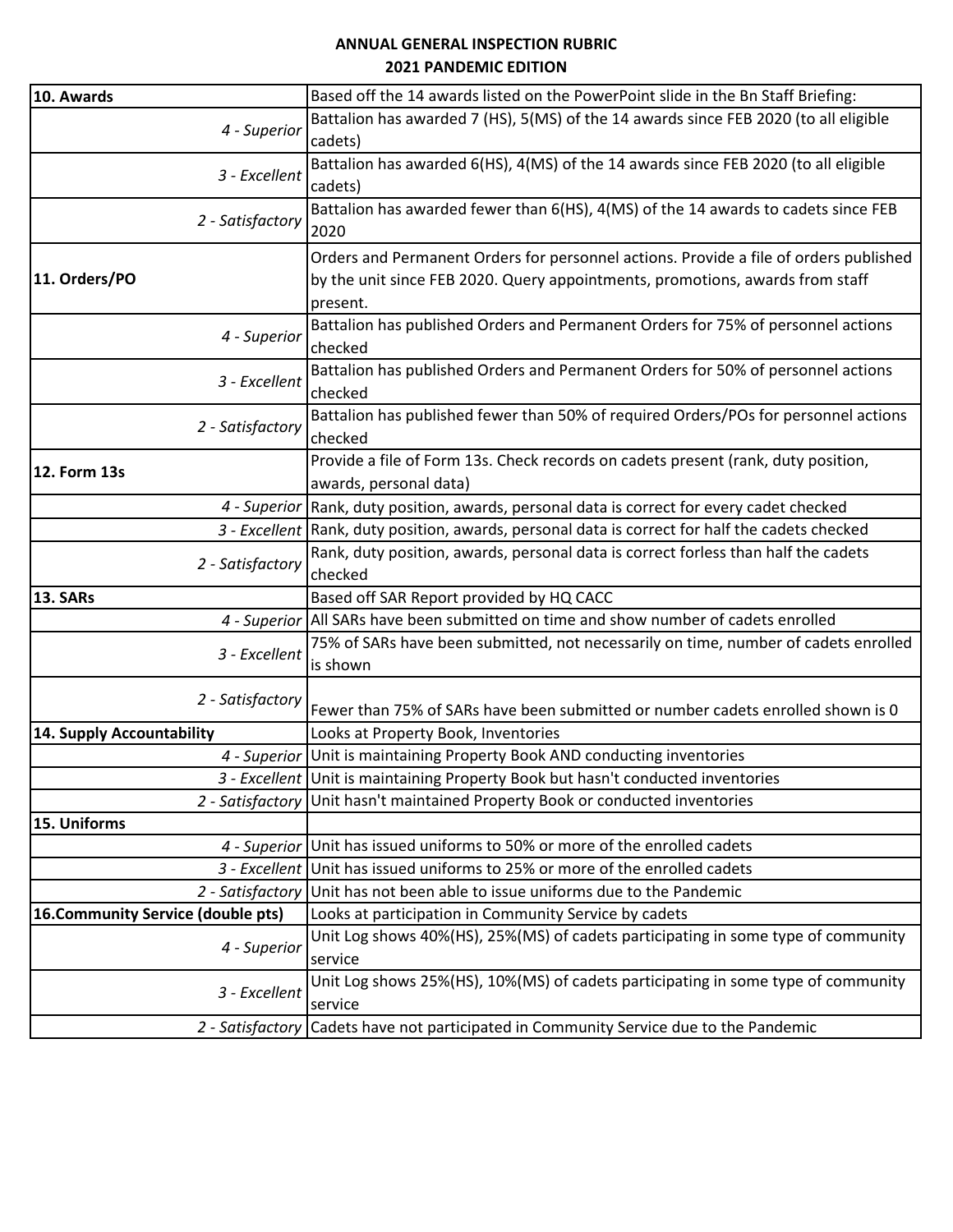**ANNUAL GENERAL INSPECTION RUBRIC**
**2021 PANDEMIC EDITION**

| | |
|---|---|
| **10. Awards** | Based off the 14 awards listed on the PowerPoint slide in the Bn Staff Briefing: |
| *4 - Superior* | Battalion has awarded 7 (HS), 5(MS) of the 14 awards since FEB 2020 (to all eligible cadets) |
| *3 - Excellent* | Battalion has awarded 6(HS), 4(MS) of the 14 awards since FEB 2020 (to all eligible cadets) |
| *2 - Satisfactory* | Battalion has awarded fewer than 6(HS), 4(MS) of the 14 awards to cadets since FEB 2020 |
| **11. Orders/PO** | Orders and Permanent Orders for personnel actions. Provide a file of orders published by the unit since FEB 2020. Query appointments, promotions, awards from staff present. |
| *4 - Superior* | Battalion has published Orders and Permanent Orders for 75% of personnel actions checked |
| *3 - Excellent* | Battalion has published Orders and Permanent Orders for 50% of personnel actions checked |
| *2 - Satisfactory* | Battalion has published fewer than 50% of required Orders/POs for personnel actions checked |
| **12. Form 13s** | Provide a file of Form 13s. Check records on cadets present (rank, duty position, awards, personal data) |
| *4 - Superior* | Rank, duty position, awards, personal data is correct for every cadet checked |
| *3 - Excellent* | Rank, duty position, awards, personal data is correct for half the cadets checked |
| *2 - Satisfactory* | Rank, duty position, awards, personal data is correct forless than half the cadets checked |
| **13. SARs** | Based off SAR Report provided by HQ CACC |
| *4 - Superior* | All SARs have been submitted on time and show number of cadets enrolled |
| *3 - Excellent* | 75% of SARs have been submitted, not necessarily on time, number of cadets enrolled is shown |
| *2 - Satisfactory* | Fewer than 75% of SARs have been submitted or number cadets enrolled shown is 0 |
| **14. Supply Accountability** | Looks at Property Book, Inventories |
| *4 - Superior* | Unit is maintaining Property Book AND conducting inventories |
| *3 - Excellent* | Unit is maintaining Property Book but hasn't conducted inventories |
| *2 - Satisfactory* | Unit hasn't maintained Property Book or conducted inventories |
| **15. Uniforms** | |
| *4 - Superior* | Unit has issued uniforms to 50% or more of the enrolled cadets |
| *3 - Excellent* | Unit has issued uniforms to 25% or more of the enrolled cadets |
| *2 - Satisfactory* | Unit has not been able to issue uniforms due to the Pandemic |
| **16.Community Service (double pts)** | Looks at participation in Community Service by cadets |
| *4 - Superior* | Unit Log shows 40%(HS), 25%(MS) of cadets participating in some type of community service |
| *3 - Excellent* | Unit Log shows 25%(HS), 10%(MS) of cadets participating in some type of community service |
| *2 - Satisfactory* | Cadets have not participated in Community Service due to the Pandemic |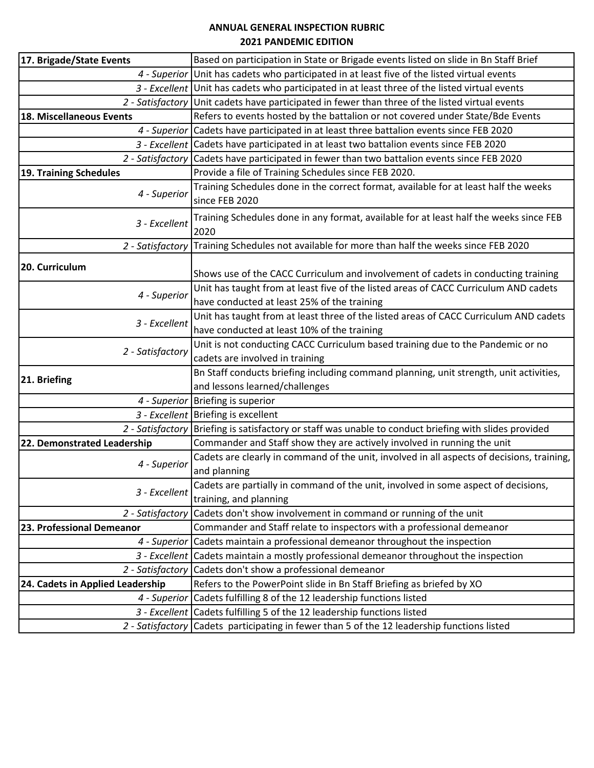**ANNUAL GENERAL INSPECTION RUBRIC**
**2021 PANDEMIC EDITION**

| | |
|---|---|
| **17. Brigade/State Events** | Based on participation in State or Brigade events listed on slide in Bn Staff Brief |
| *4 - Superior* | Unit has cadets who participated in at least five of the listed virtual events |
| *3 - Excellent* | Unit has cadets who participated in at least three of the listed virtual events |
| *2 - Satisfactory* | Unit cadets have participated in fewer than three of the listed virtual events |
| **18. Miscellaneous Events** | Refers to events hosted by the battalion or not covered under State/Bde Events |
| *4 - Superior* | Cadets have participated in at least three battalion events since FEB 2020 |
| *3 - Excellent* | Cadets have participated in at least two battalion events since FEB 2020 |
| *2 - Satisfactory* | Cadets have participated in fewer than two battalion events since FEB 2020 |
| **19. Training Schedules** | Provide a file of Training Schedules since FEB 2020. |
| *4 - Superior* | Training Schedules done in the correct format, available for at least half the weeks since FEB 2020 |
| *3 - Excellent* | Training Schedules done in any format, available for at least half the weeks since FEB 2020 |
| *2 - Satisfactory* | Training Schedules not available for more than half the weeks since FEB 2020 |
| **20. Curriculum** | Shows use of the CACC Curriculum and involvement of cadets in conducting training |
| *4 - Superior* | Unit has taught from at least five of the listed areas of CACC Curriculum AND cadets have conducted at least 25% of the training |
| *3 - Excellent* | Unit has taught from at least three of the listed areas of CACC Curriculum AND cadets have conducted at least 10% of the training |
| *2 - Satisfactory* | Unit is not conducting CACC Curriculum based training due to the Pandemic or no cadets are involved in training |
| **21. Briefing** | Bn Staff conducts briefing including command planning, unit strength, unit activities, and lessons learned/challenges |
| *4 - Superior* | Briefing is superior |
| *3 - Excellent* | Briefing is excellent |
| *2 - Satisfactory* | Briefing is satisfactory or staff was unable to conduct briefing with slides provided |
| **22. Demonstrated Leadership** | Commander and Staff show they are actively involved in running the unit |
| *4 - Superior* | Cadets are clearly in command of the unit, involved in all aspects of decisions, training, and planning |
| *3 - Excellent* | Cadets are partially in command of the unit, involved in some aspect of decisions, training, and planning |
| *2 - Satisfactory* | Cadets don't show involvement in command or running of the unit |
| **23. Professional Demeanor** | Commander and Staff relate to inspectors with a professional demeanor |
| *4 - Superior* | Cadets maintain a professional demeanor throughout the inspection |
| *3 - Excellent* | Cadets maintain a mostly professional demeanor throughout the inspection |
| *2 - Satisfactory* | Cadets don't show a professional demeanor |
| **24. Cadets in Applied Leadership** | Refers to the PowerPoint slide in Bn Staff Briefing as briefed by XO |
| *4 - Superior* | Cadets fulfilling 8 of the 12 leadership functions listed |
| *3 - Excellent* | Cadets fulfilling 5 of the 12 leadership functions listed |
| *2 - Satisfactory* | Cadets participating in fewer than 5 of the 12 leadership functions listed |